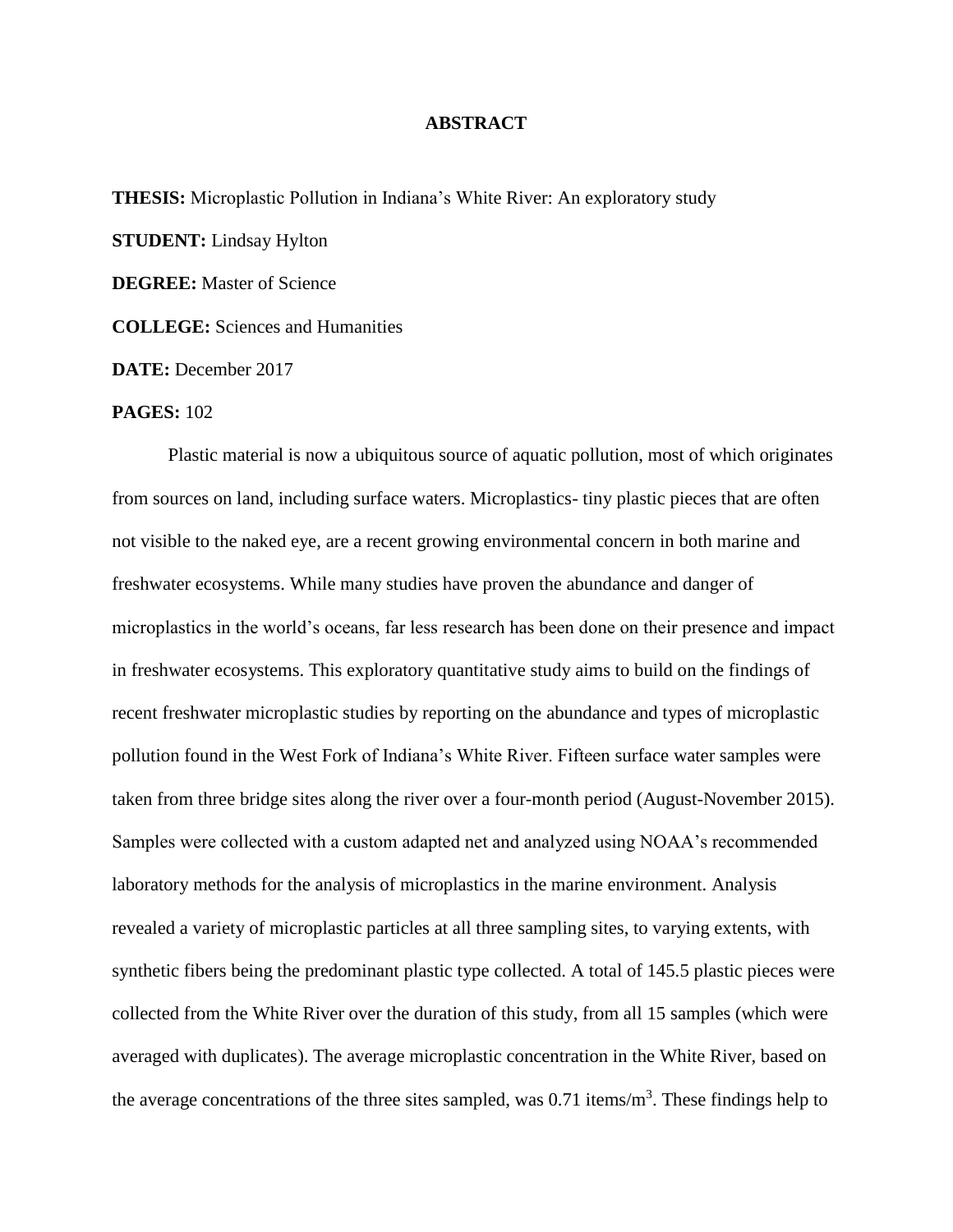# ABSTRACT

**THESIS:** Microplastic Pollution in Indiana's White River: An exploratory study

**STUDENT:** Lindsay Hylton

**DEGREE:** Master of Science

**COLLEGE:** Sciences and Humanities

**DATE:** December 2017

**PAGES:** 102

Plastic material is now a ubiquitous source of aquatic pollution, most of which originates from sources on land, including surface waters. Microplastics- tiny plastic pieces that are often not visible to the naked eye, are a recent growing environmental concern in both marine and freshwater ecosystems. While many studies have proven the abundance and danger of microplastics in the world's oceans, far less research has been done on their presence and impact in freshwater ecosystems. This exploratory quantitative study aims to build on the findings of recent freshwater microplastic studies by reporting on the abundance and types of microplastic pollution found in the West Fork of Indiana's White River. Fifteen surface water samples were taken from three bridge sites along the river over a four-month period (August-November 2015). Samples were collected with a custom adapted net and analyzed using NOAA's recommended laboratory methods for the analysis of microplastics in the marine environment. Analysis revealed a variety of microplastic particles at all three sampling sites, to varying extents, with synthetic fibers being the predominant plastic type collected. A total of 145.5 plastic pieces were collected from the White River over the duration of this study, from all 15 samples (which were averaged with duplicates). The average microplastic concentration in the White River, based on the average concentrations of the three sites sampled, was 0.71 items/$m^3$. These findings help to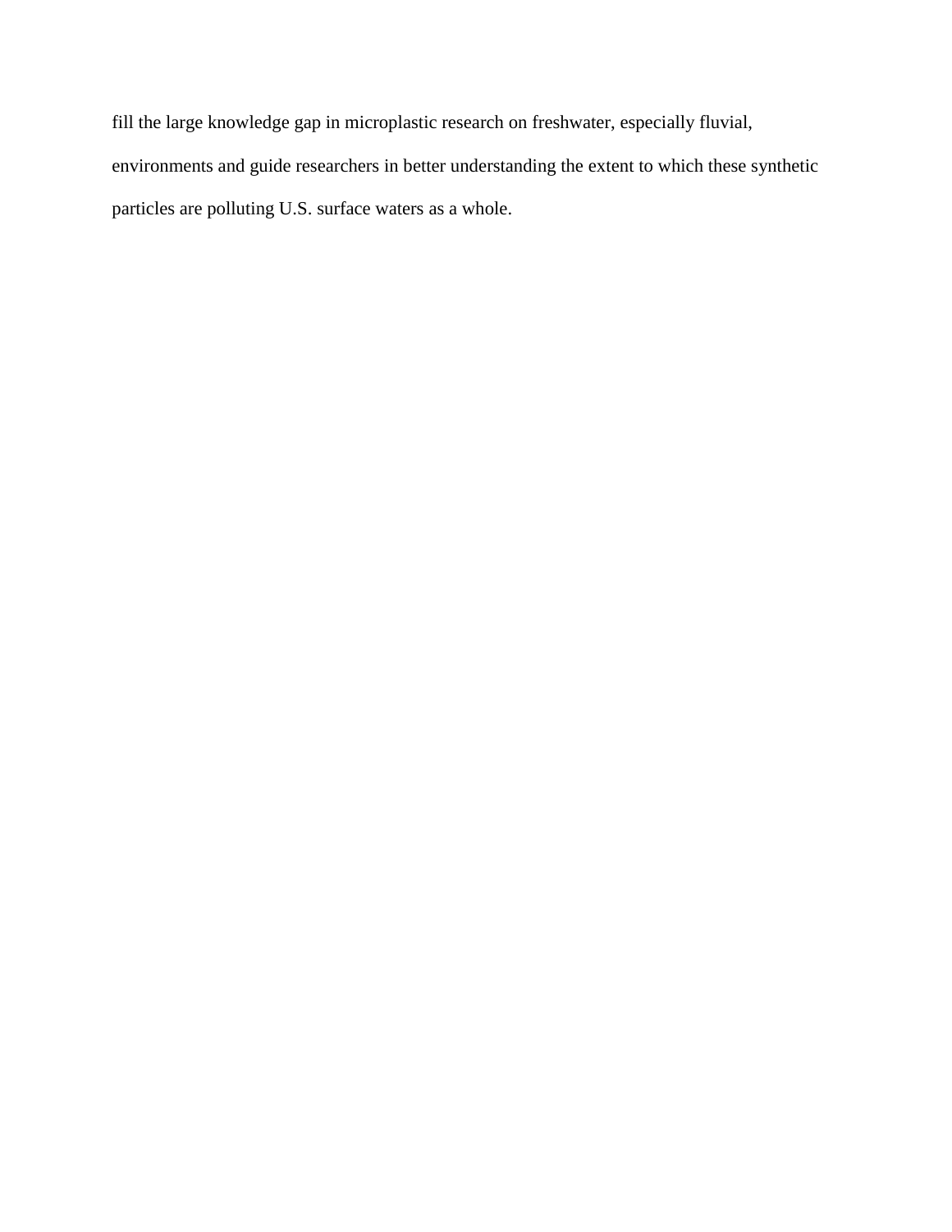fill the large knowledge gap in microplastic research on freshwater, especially fluvial, environments and guide researchers in better understanding the extent to which these synthetic particles are polluting U.S. surface waters as a whole.